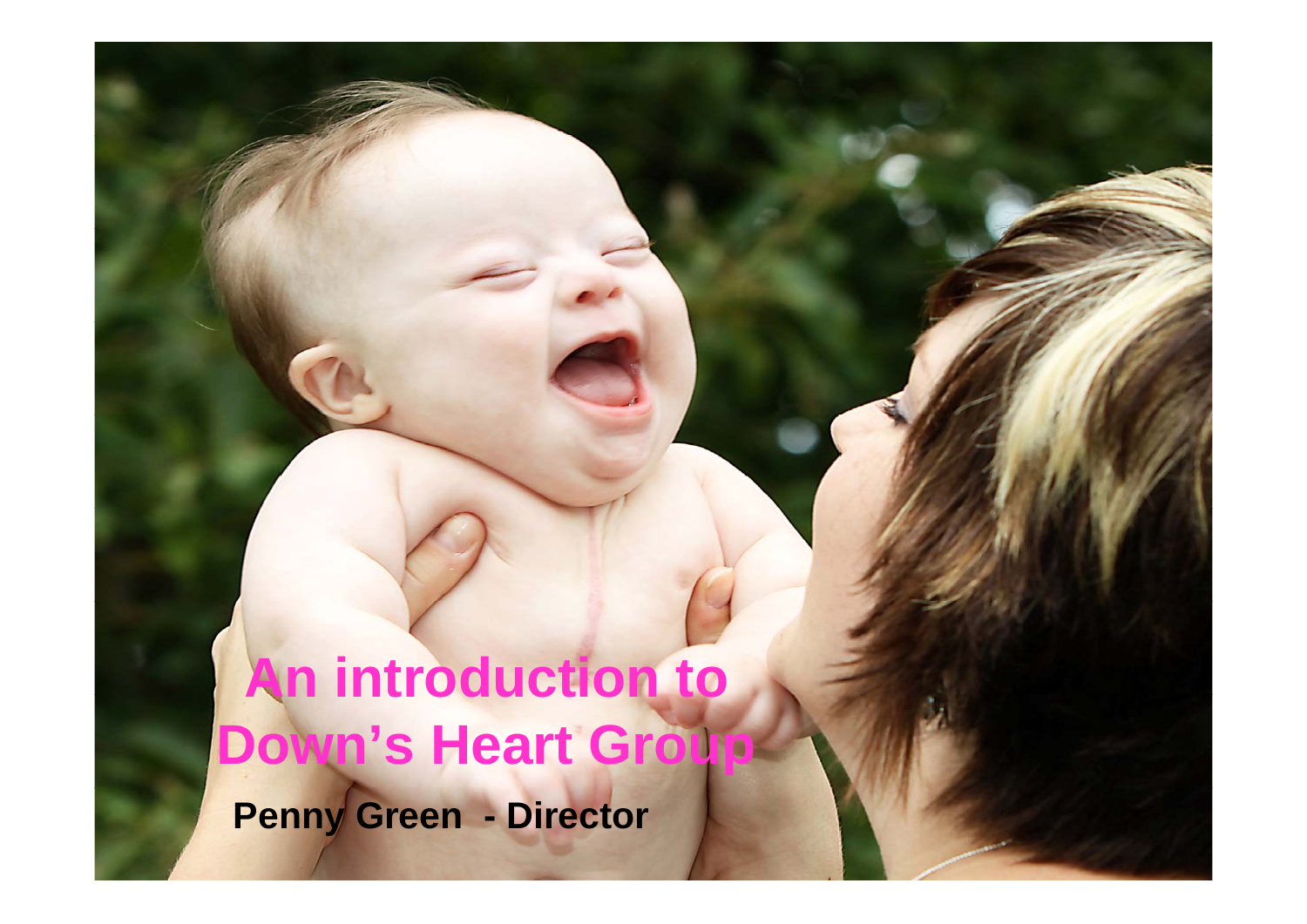# An introduction to Down's Heart Group

**Penny Green - Director**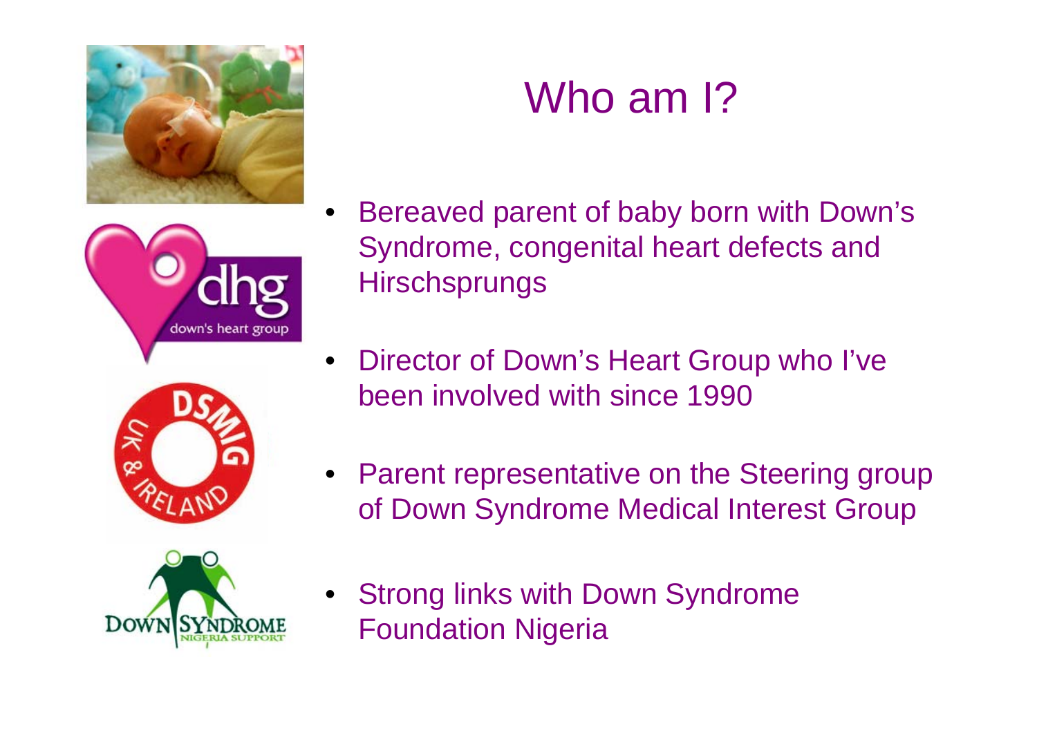# Who am I?

- Bereaved parent of baby born with Down's Syndrome, congenital heart defects and Hirschsprungs
- Director of Down's Heart Group who I've been involved with since 1990
- Parent representative on the Steering group of Down Syndrome Medical Interest Group
- Strong links with Down Syndrome Foundation Nigeria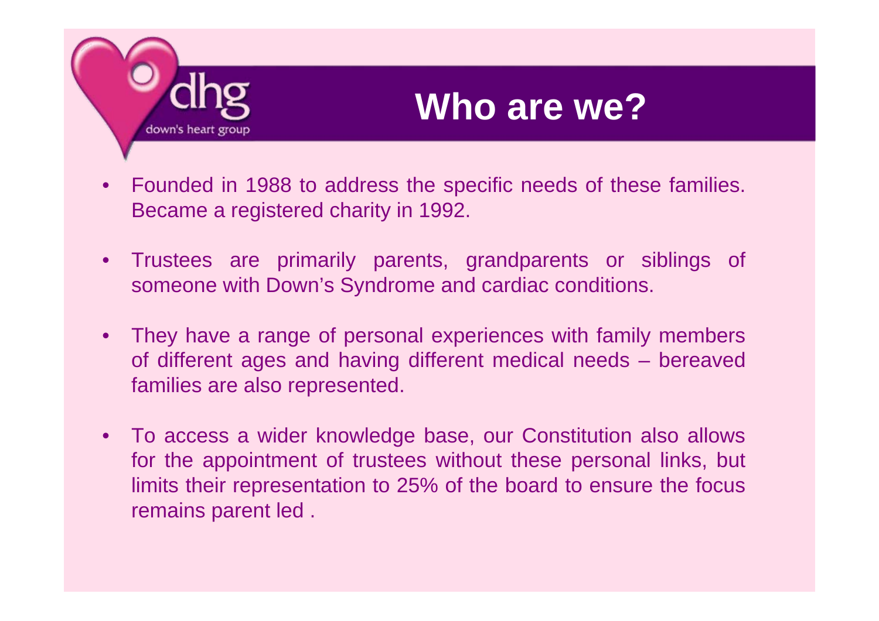# Who are we?

- Founded in 1988 to address the specific needs of these families. Became a registered charity in 1992.
- Trustees are primarily parents, grandparents or siblings of someone with Down's Syndrome and cardiac conditions.
- They have a range of personal experiences with family members of different ages and having different medical needs – bereaved families are also represented.
- To access a wider knowledge base, our Constitution also allows for the appointment of trustees without these personal links, but limits their representation to 25% of the board to ensure the focus remains parent led .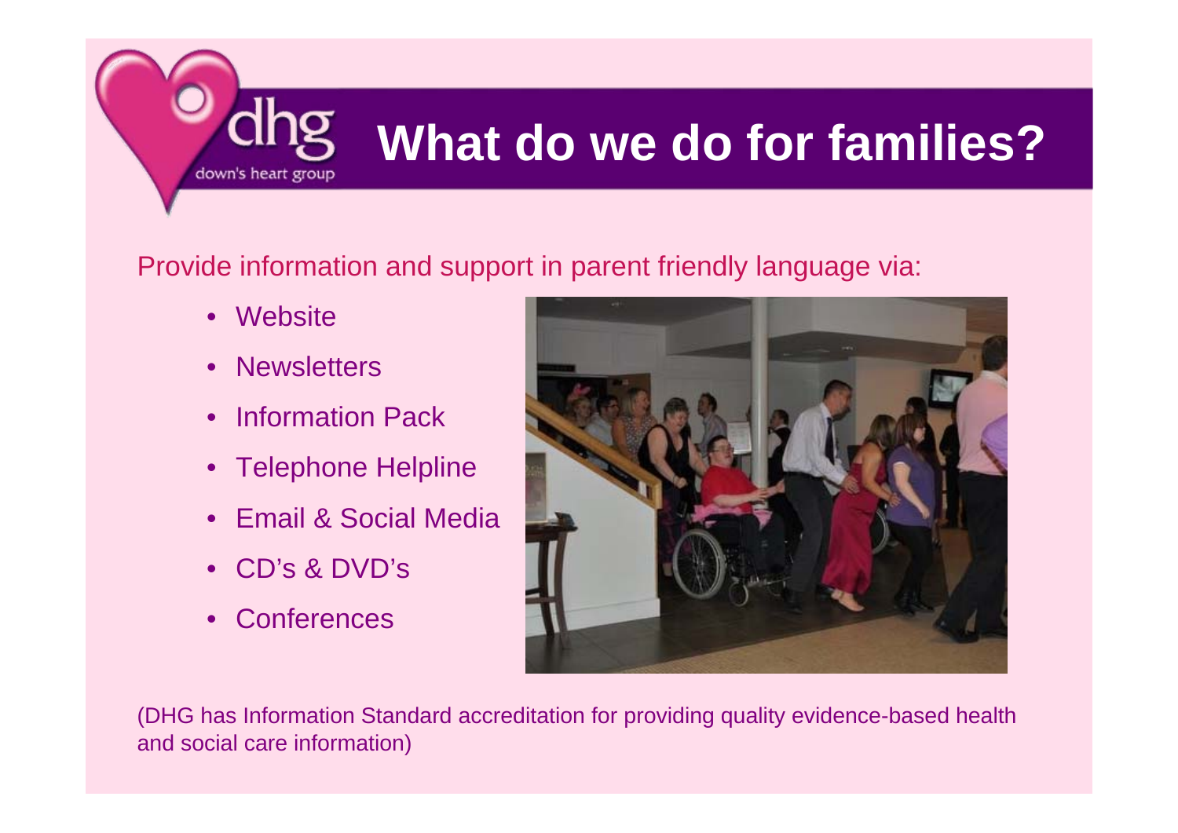# What do we do for families?

Provide information and support in parent friendly language via:

- Website
- Newsletters
- Information Pack
- Telephone Helpline
- Email & Social Media
- CD's & DVD's
- Conferences

(DHG has Information Standard accreditation for providing quality evidence-based health and social care information)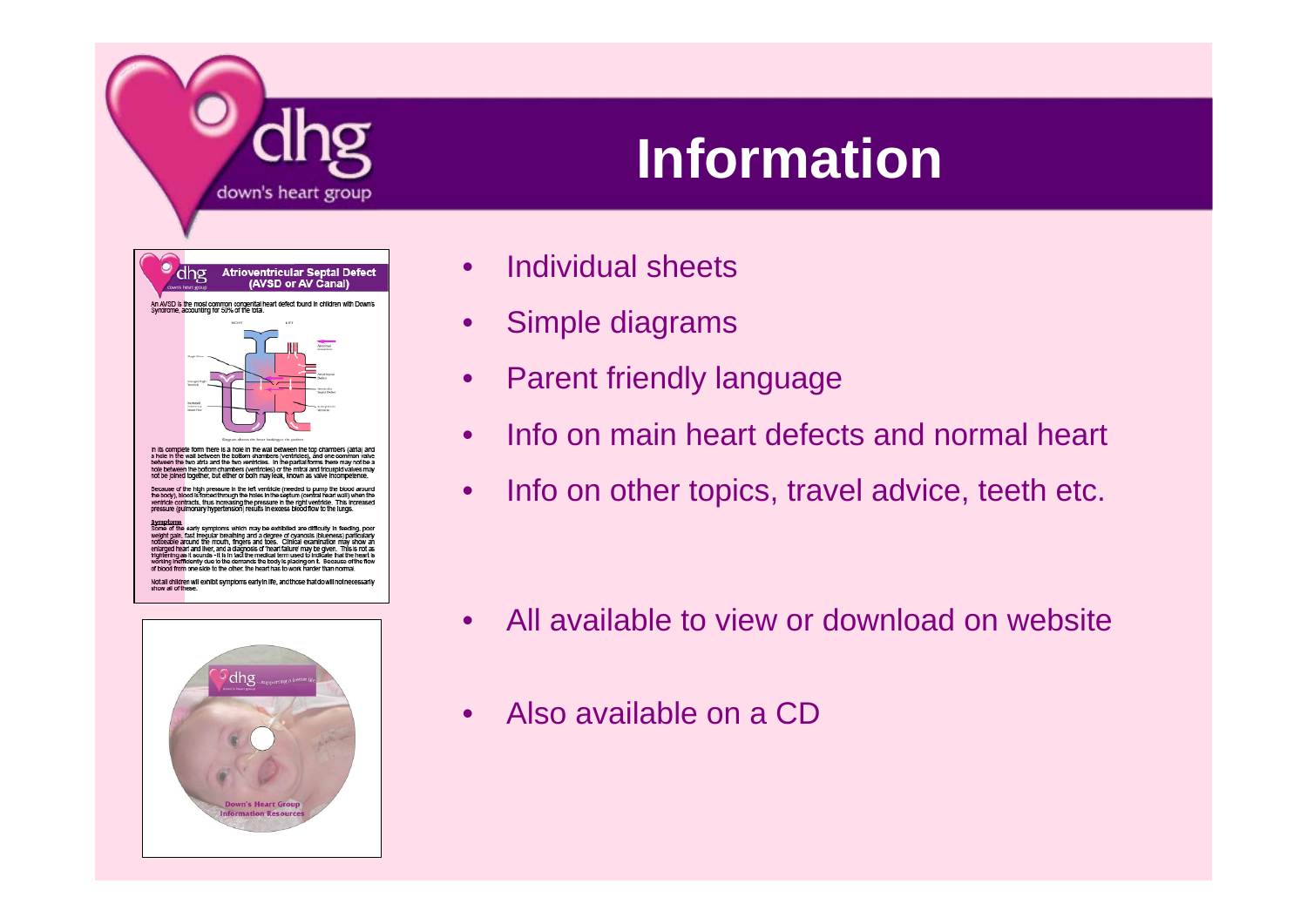# Information

- Individual sheets
- Simple diagrams
- Parent friendly language
- Info on main heart defects and normal heart
- Info on other topics, travel advice, teeth etc.
- All available to view or download on website
- Also available on a CD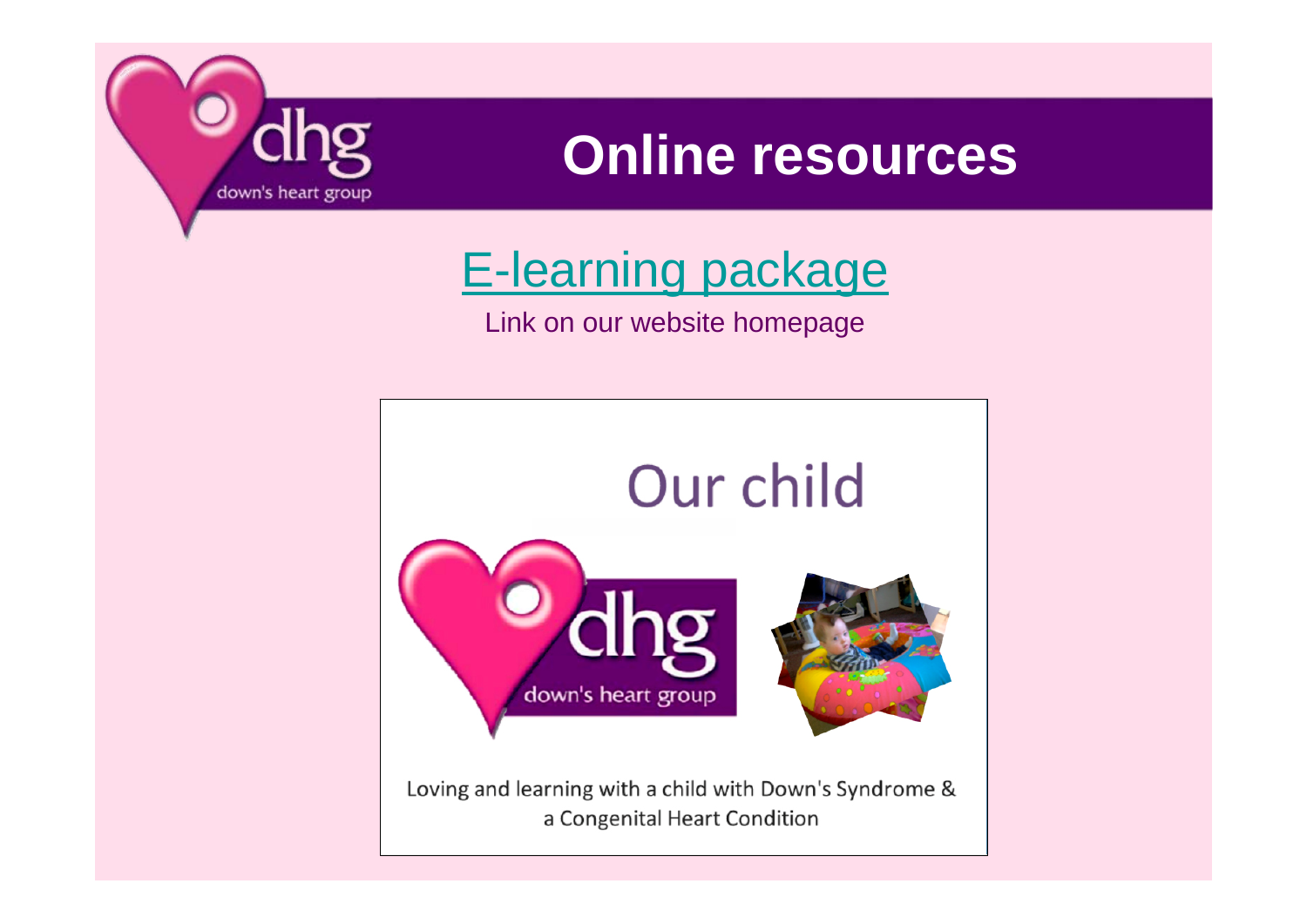# Online resources

E-learning package

Link on our website homepage

Our child

Loving and learning with a child with Down's Syndrome & a Congenital Heart Condition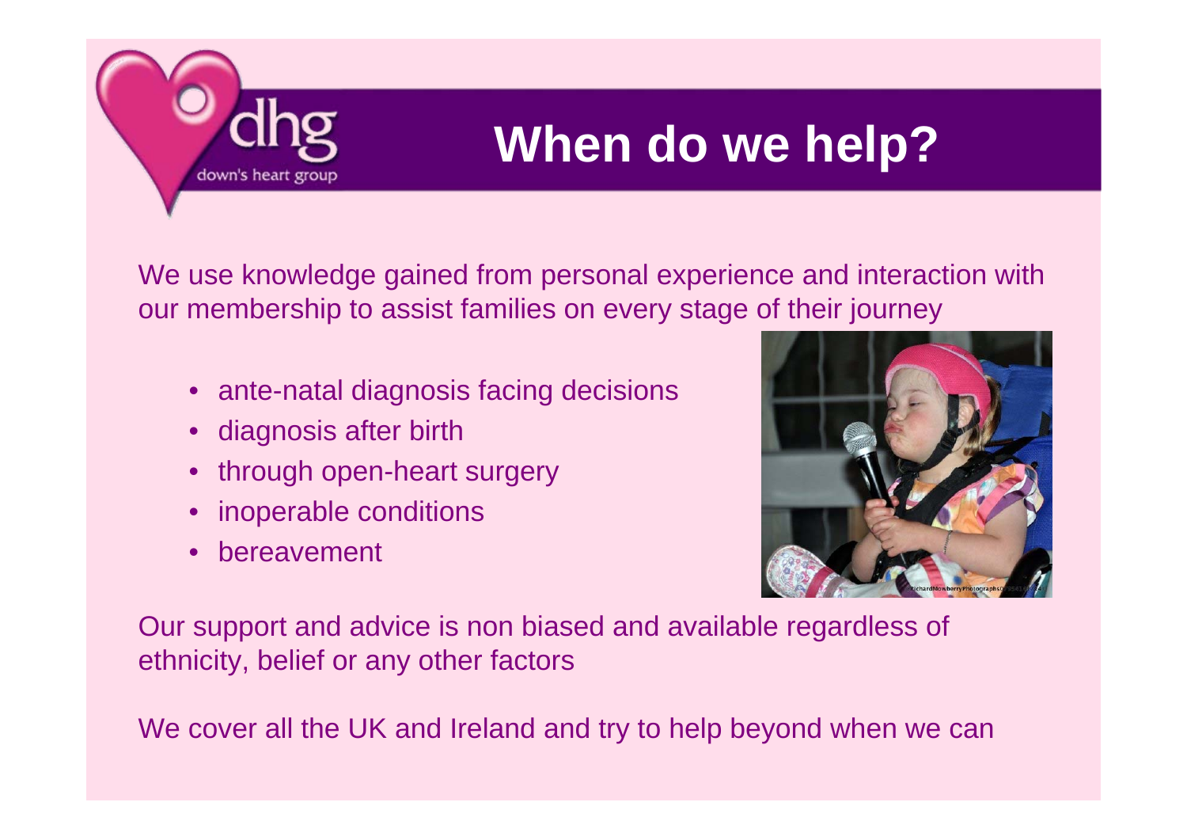# When do we help?

We use knowledge gained from personal experience and interaction with our membership to assist families on every stage of their journey

- ante-natal diagnosis facing decisions
- diagnosis after birth
- through open-heart surgery
- inoperable conditions
- bereavement

Our support and advice is non biased and available regardless of ethnicity, belief or any other factors

We cover all the UK and Ireland and try to help beyond when we can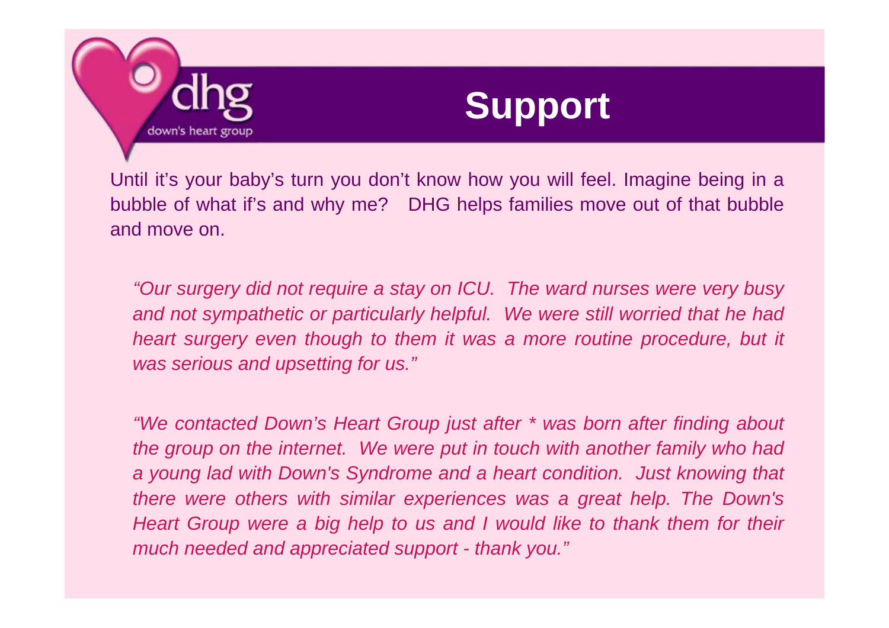dhg

down's heart group

# Support

Until it's your baby's turn you don't know how you will feel. Imagine being in a bubble of what if's and why me? DHG helps families move out of that bubble and move on.

*"Our surgery did not require a stay on ICU. The ward nurses were very busy and not sympathetic or particularly helpful. We were still worried that he had heart surgery even though to them it was a more routine procedure, but it was serious and upsetting for us."*

*"We contacted Down's Heart Group just after * was born after finding about the group on the internet. We were put in touch with another family who had a young lad with Down's Syndrome and a heart condition. Just knowing that there were others with similar experiences was a great help. The Down's Heart Group were a big help to us and I would like to thank them for their much needed and appreciated support - thank you."*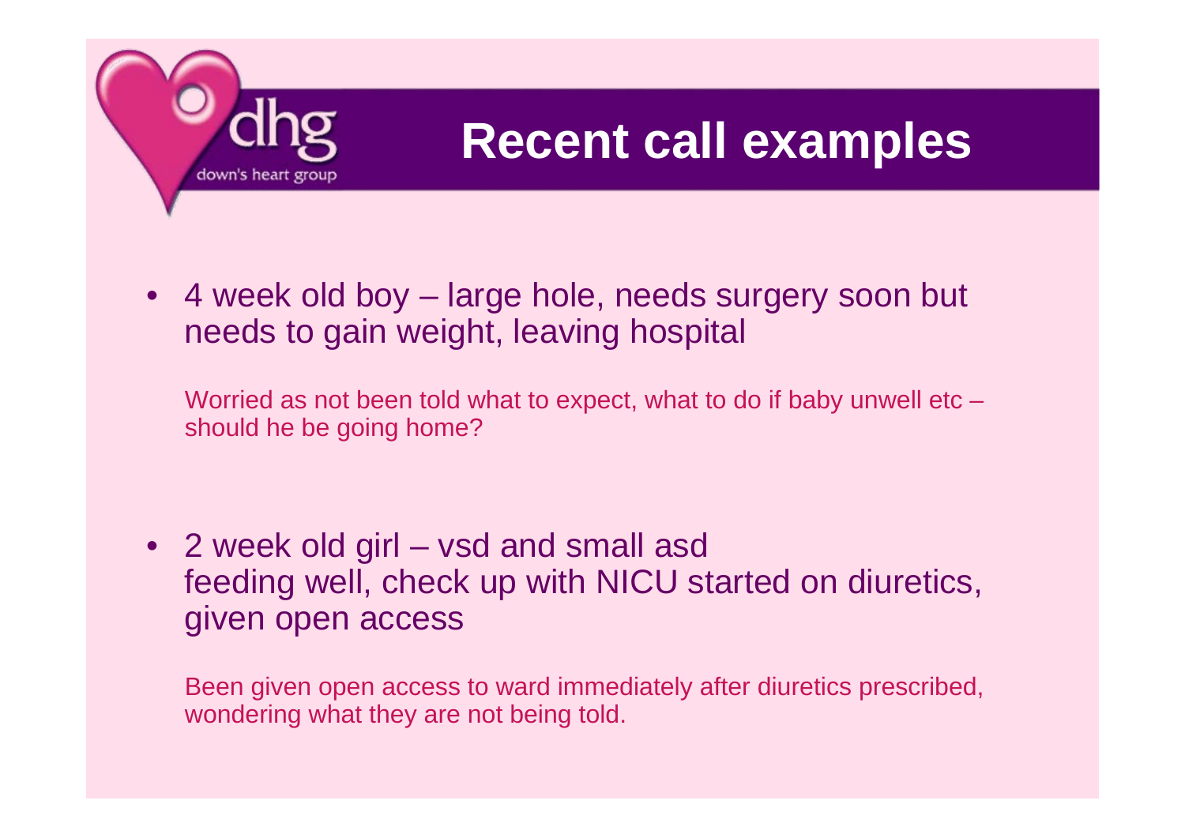# Recent call examples

- 4 week old boy – large hole, needs surgery soon but needs to gain weight, leaving hospital

  Worried as not been told what to expect, what to do if baby unwell etc – should he be going home?

- 2 week old girl – vsd and small asd
  feeding well, check up with NICU started on diuretics, given open access

  Been given open access to ward immediately after diuretics prescribed, wondering what they are not being told.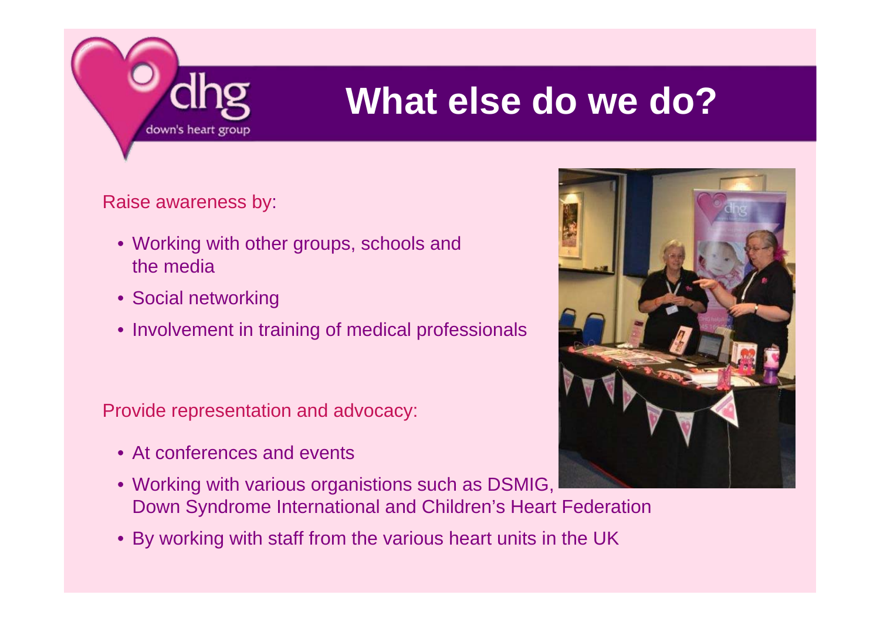# What else do we do?

Raise awareness by:

- Working with other groups, schools and the media
- Social networking
- Involvement in training of medical professionals

Provide representation and advocacy:

- At conferences and events
- Working with various organistions such as DSMIG, Down Syndrome International and Children's Heart Federation
- By working with staff from the various heart units in the UK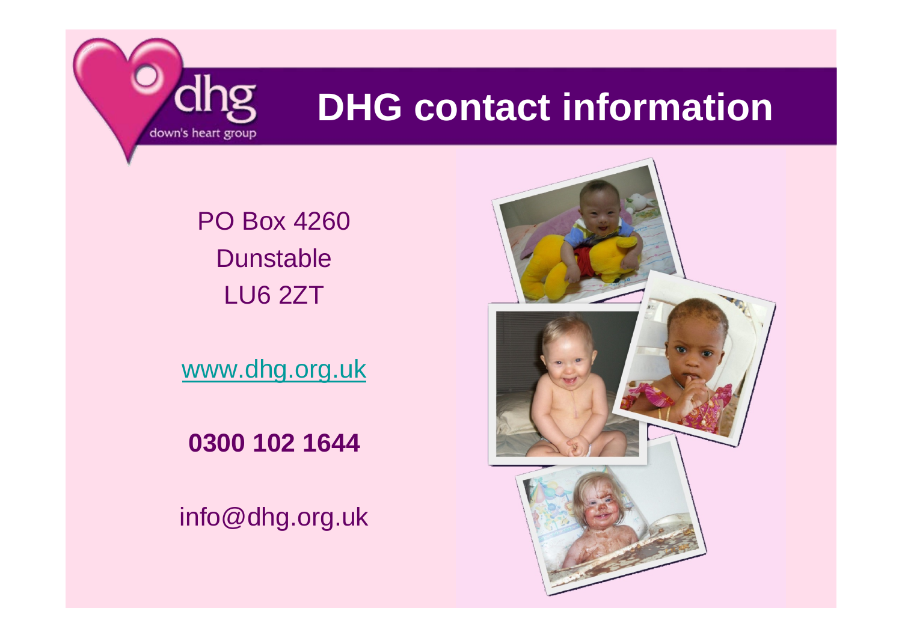# DHG contact information

PO Box 4260
Dunstable
LU6 2ZT

[www.dhg.org.uk](http://www.dhg.org.uk)

**0300 102 1644**

info@dhg.org.uk